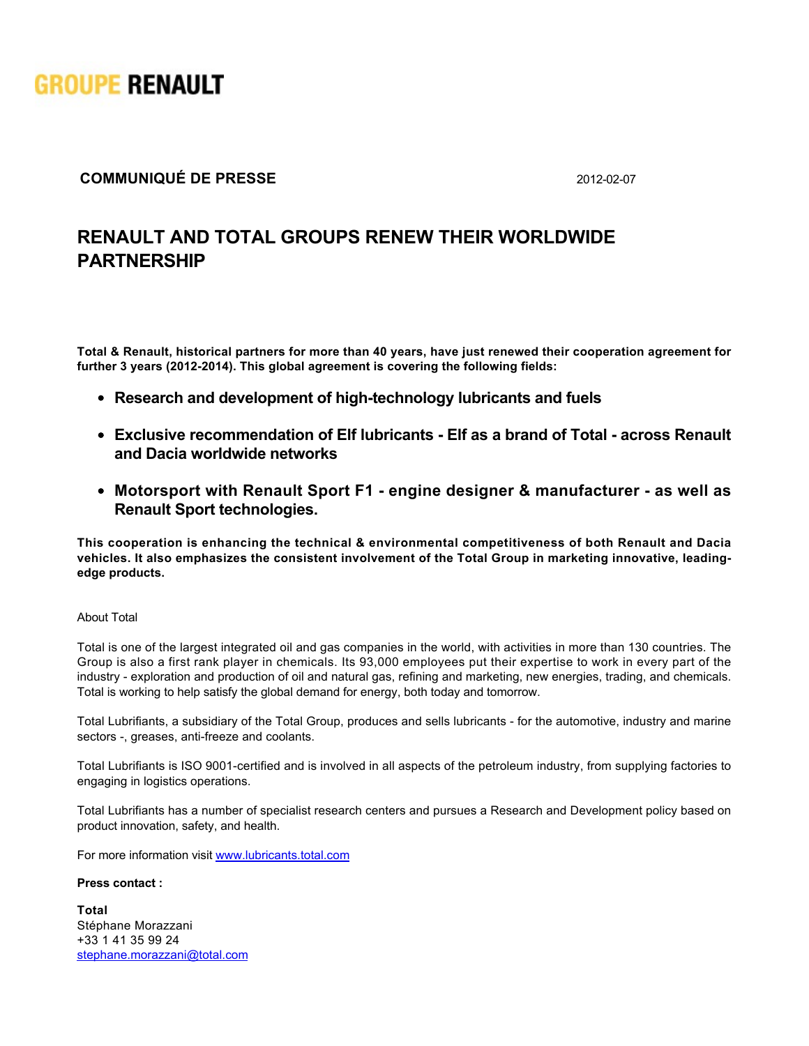GROUPE RENAULT

**COMMUNIQUÉ DE PRESSE** 2012-02-07

# RENAULT AND TOTAL GROUPS RENEW THEIR WORLDWIDE PARTNERSHIP

**Total & Renault, historical partners for more than 40 years, have just renewed their cooperation agreement for further 3 years (2012-2014). This global agreement is covering the following fields:**

- **Research and development of high-technology lubricants and fuels**
- **Exclusive recommendation of Elf lubricants - Elf as a brand of Total - across Renault and Dacia worldwide networks**
- **Motorsport with Renault Sport F1 - engine designer & manufacturer - as well as Renault Sport technologies.**

**This cooperation is enhancing the technical & environmental competitiveness of both Renault and Dacia vehicles. It also emphasizes the consistent involvement of the Total Group in marketing innovative, leading-edge products.**

About Total

Total is one of the largest integrated oil and gas companies in the world, with activities in more than 130 countries. The Group is also a first rank player in chemicals. Its 93,000 employees put their expertise to work in every part of the industry - exploration and production of oil and natural gas, refining and marketing, new energies, trading, and chemicals. Total is working to help satisfy the global demand for energy, both today and tomorrow.

Total Lubrifiants, a subsidiary of the Total Group, produces and sells lubricants - for the automotive, industry and marine sectors -, greases, anti-freeze and coolants.

Total Lubrifiants is ISO 9001-certified and is involved in all aspects of the petroleum industry, from supplying factories to engaging in logistics operations.

Total Lubrifiants has a number of specialist research centers and pursues a Research and Development policy based on product innovation, safety, and health.

For more information visit www.lubricants.total.com

**Press contact :**

**Total**
Stéphane Morazzani
+33 1 41 35 99 24
stephane.morazzani@total.com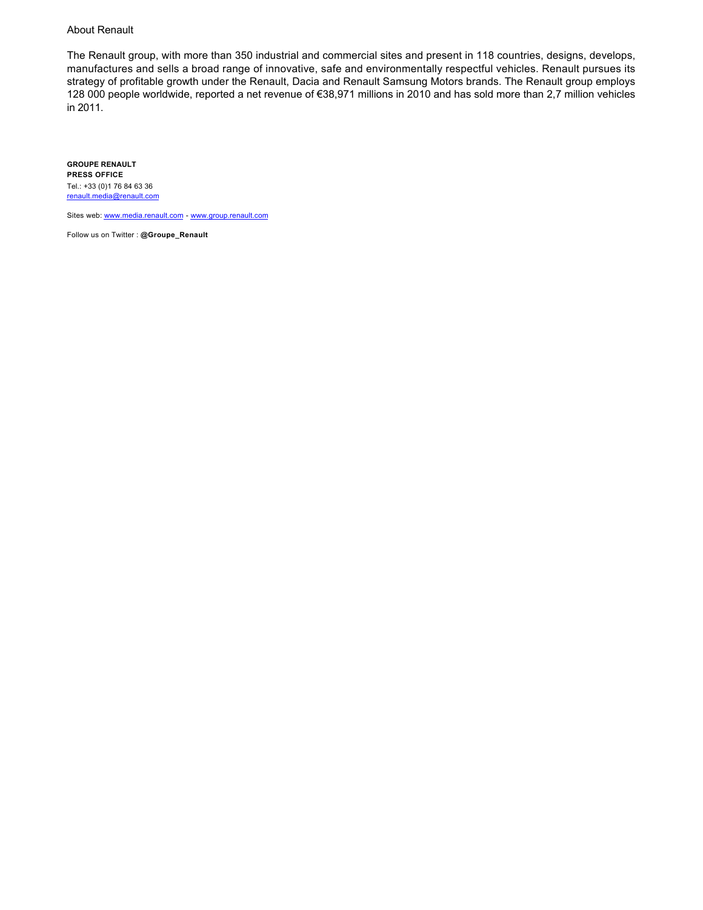About Renault

The Renault group, with more than 350 industrial and commercial sites and present in 118 countries, designs, develops, manufactures and sells a broad range of innovative, safe and environmentally respectful vehicles. Renault pursues its strategy of profitable growth under the Renault, Dacia and Renault Samsung Motors brands. The Renault group employs 128 000 people worldwide, reported a net revenue of €38,971 millions in 2010 and has sold more than 2,7 million vehicles in 2011.

**GROUPE RENAULT**
**PRESS OFFICE**
Tel.: +33 (0)1 76 84 63 36
renault.media@renault.com

Sites web: www.media.renault.com - www.group.renault.com

Follow us on Twitter : **@Groupe_Renault**